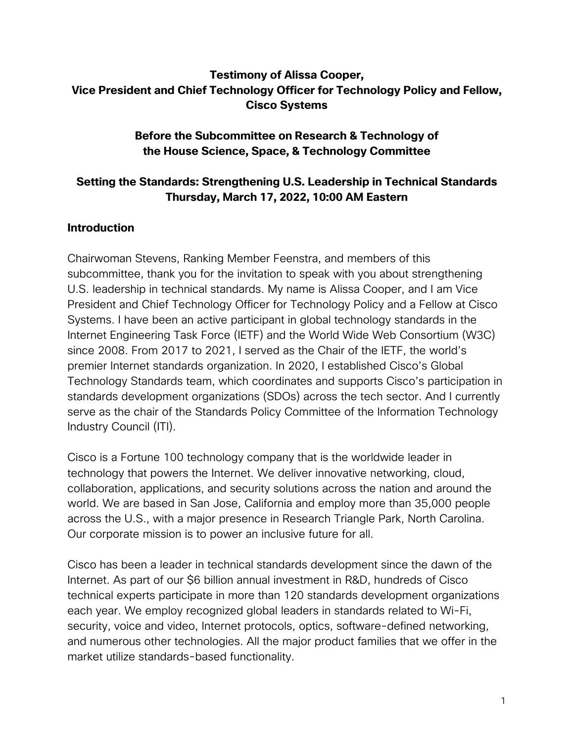**Testimony of Alissa Cooper,**
**Vice President and Chief Technology Officer for Technology Policy and Fellow, Cisco Systems**

**Before the Subcommittee on Research & Technology of the House Science, Space, & Technology Committee**

**Setting the Standards: Strengthening U.S. Leadership in Technical Standards**
**Thursday, March 17, 2022, 10:00 AM Eastern**

## Introduction

Chairwoman Stevens, Ranking Member Feenstra, and members of this subcommittee, thank you for the invitation to speak with you about strengthening U.S. leadership in technical standards. My name is Alissa Cooper, and I am Vice President and Chief Technology Officer for Technology Policy and a Fellow at Cisco Systems. I have been an active participant in global technology standards in the Internet Engineering Task Force (IETF) and the World Wide Web Consortium (W3C) since 2008. From 2017 to 2021, I served as the Chair of the IETF, the world's premier Internet standards organization. In 2020, I established Cisco's Global Technology Standards team, which coordinates and supports Cisco's participation in standards development organizations (SDOs) across the tech sector. And I currently serve as the chair of the Standards Policy Committee of the Information Technology Industry Council (ITI).

Cisco is a Fortune 100 technology company that is the worldwide leader in technology that powers the Internet. We deliver innovative networking, cloud, collaboration, applications, and security solutions across the nation and around the world. We are based in San Jose, California and employ more than 35,000 people across the U.S., with a major presence in Research Triangle Park, North Carolina. Our corporate mission is to power an inclusive future for all.

Cisco has been a leader in technical standards development since the dawn of the Internet. As part of our $6 billion annual investment in R&D, hundreds of Cisco technical experts participate in more than 120 standards development organizations each year. We employ recognized global leaders in standards related to Wi-Fi, security, voice and video, Internet protocols, optics, software-defined networking, and numerous other technologies. All the major product families that we offer in the market utilize standards-based functionality.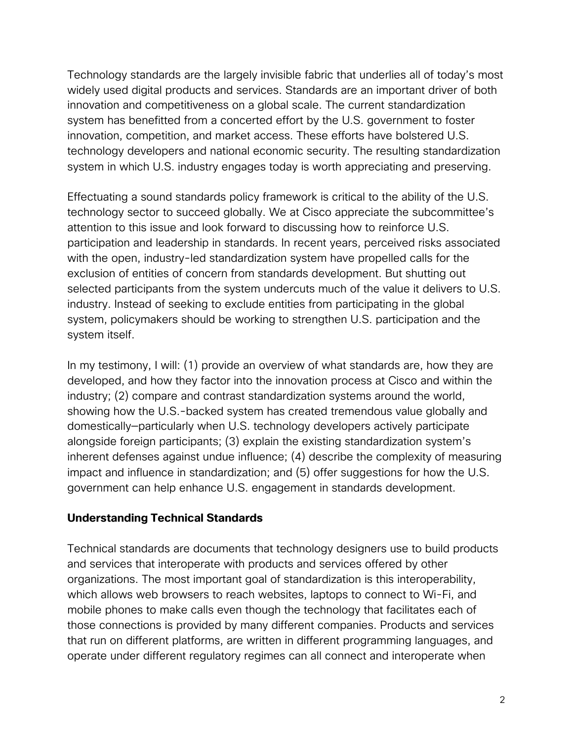Technology standards are the largely invisible fabric that underlies all of today's most widely used digital products and services. Standards are an important driver of both innovation and competitiveness on a global scale. The current standardization system has benefitted from a concerted effort by the U.S. government to foster innovation, competition, and market access. These efforts have bolstered U.S. technology developers and national economic security. The resulting standardization system in which U.S. industry engages today is worth appreciating and preserving.

Effectuating a sound standards policy framework is critical to the ability of the U.S. technology sector to succeed globally. We at Cisco appreciate the subcommittee's attention to this issue and look forward to discussing how to reinforce U.S. participation and leadership in standards. In recent years, perceived risks associated with the open, industry-led standardization system have propelled calls for the exclusion of entities of concern from standards development. But shutting out selected participants from the system undercuts much of the value it delivers to U.S. industry. Instead of seeking to exclude entities from participating in the global system, policymakers should be working to strengthen U.S. participation and the system itself.

In my testimony, I will: (1) provide an overview of what standards are, how they are developed, and how they factor into the innovation process at Cisco and within the industry; (2) compare and contrast standardization systems around the world, showing how the U.S.-backed system has created tremendous value globally and domestically—particularly when U.S. technology developers actively participate alongside foreign participants; (3) explain the existing standardization system's inherent defenses against undue influence; (4) describe the complexity of measuring impact and influence in standardization; and (5) offer suggestions for how the U.S. government can help enhance U.S. engagement in standards development.

## Understanding Technical Standards

Technical standards are documents that technology designers use to build products and services that interoperate with products and services offered by other organizations. The most important goal of standardization is this interoperability, which allows web browsers to reach websites, laptops to connect to Wi-Fi, and mobile phones to make calls even though the technology that facilitates each of those connections is provided by many different companies. Products and services that run on different platforms, are written in different programming languages, and operate under different regulatory regimes can all connect and interoperate when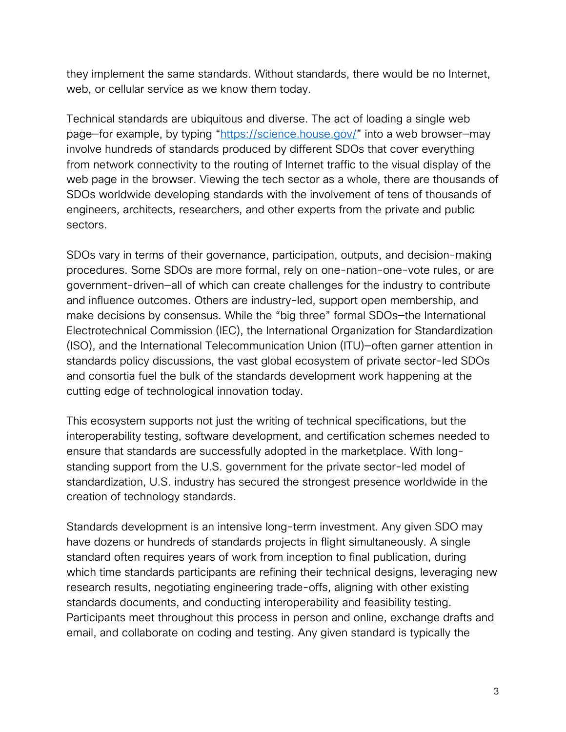they implement the same standards. Without standards, there would be no Internet, web, or cellular service as we know them today.

Technical standards are ubiquitous and diverse. The act of loading a single web page—for example, by typing "[https://science.house.gov/](https://science.house.gov/)" into a web browser—may involve hundreds of standards produced by different SDOs that cover everything from network connectivity to the routing of Internet traffic to the visual display of the web page in the browser. Viewing the tech sector as a whole, there are thousands of SDOs worldwide developing standards with the involvement of tens of thousands of engineers, architects, researchers, and other experts from the private and public sectors.

SDOs vary in terms of their governance, participation, outputs, and decision-making procedures. Some SDOs are more formal, rely on one-nation-one-vote rules, or are government-driven—all of which can create challenges for the industry to contribute and influence outcomes. Others are industry-led, support open membership, and make decisions by consensus. While the "big three" formal SDOs—the International Electrotechnical Commission (IEC), the International Organization for Standardization (ISO), and the International Telecommunication Union (ITU)—often garner attention in standards policy discussions, the vast global ecosystem of private sector-led SDOs and consortia fuel the bulk of the standards development work happening at the cutting edge of technological innovation today.

This ecosystem supports not just the writing of technical specifications, but the interoperability testing, software development, and certification schemes needed to ensure that standards are successfully adopted in the marketplace. With long-standing support from the U.S. government for the private sector-led model of standardization, U.S. industry has secured the strongest presence worldwide in the creation of technology standards.

Standards development is an intensive long-term investment. Any given SDO may have dozens or hundreds of standards projects in flight simultaneously. A single standard often requires years of work from inception to final publication, during which time standards participants are refining their technical designs, leveraging new research results, negotiating engineering trade-offs, aligning with other existing standards documents, and conducting interoperability and feasibility testing. Participants meet throughout this process in person and online, exchange drafts and email, and collaborate on coding and testing. Any given standard is typically the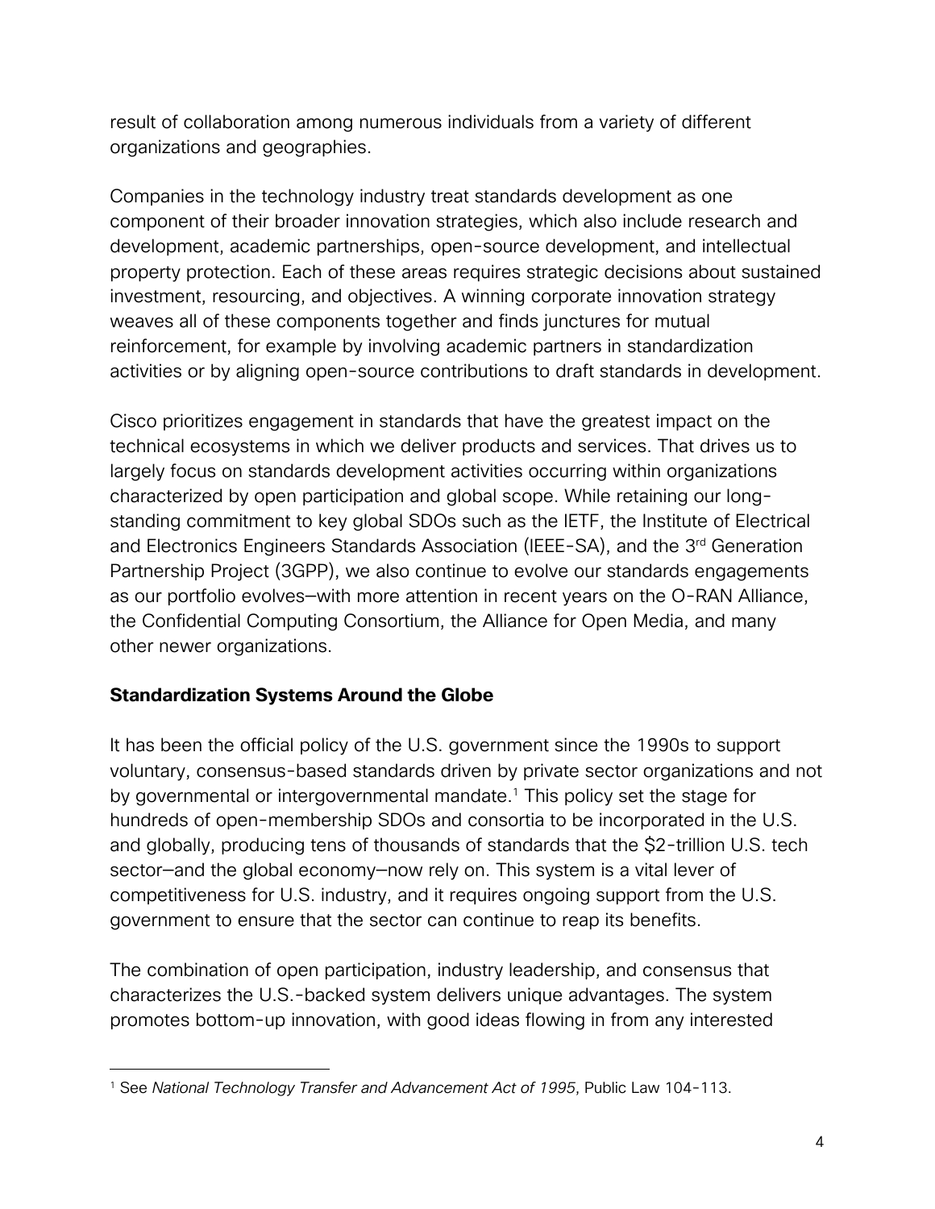result of collaboration among numerous individuals from a variety of different organizations and geographies.

Companies in the technology industry treat standards development as one component of their broader innovation strategies, which also include research and development, academic partnerships, open-source development, and intellectual property protection. Each of these areas requires strategic decisions about sustained investment, resourcing, and objectives. A winning corporate innovation strategy weaves all of these components together and finds junctures for mutual reinforcement, for example by involving academic partners in standardization activities or by aligning open-source contributions to draft standards in development.

Cisco prioritizes engagement in standards that have the greatest impact on the technical ecosystems in which we deliver products and services. That drives us to largely focus on standards development activities occurring within organizations characterized by open participation and global scope. While retaining our long-standing commitment to key global SDOs such as the IETF, the Institute of Electrical and Electronics Engineers Standards Association (IEEE-SA), and the 3rd Generation Partnership Project (3GPP), we also continue to evolve our standards engagements as our portfolio evolves—with more attention in recent years on the O-RAN Alliance, the Confidential Computing Consortium, the Alliance for Open Media, and many other newer organizations.

**Standardization Systems Around the Globe**

It has been the official policy of the U.S. government since the 1990s to support voluntary, consensus-based standards driven by private sector organizations and not by governmental or intergovernmental mandate.[1] This policy set the stage for hundreds of open-membership SDOs and consortia to be incorporated in the U.S. and globally, producing tens of thousands of standards that the $2-trillion U.S. tech sector—and the global economy—now rely on. This system is a vital lever of competitiveness for U.S. industry, and it requires ongoing support from the U.S. government to ensure that the sector can continue to reap its benefits.

The combination of open participation, industry leadership, and consensus that characterizes the U.S.-backed system delivers unique advantages. The system promotes bottom-up innovation, with good ideas flowing in from any interested

---

[1] See *National Technology Transfer and Advancement Act of 1995*, Public Law 104-113.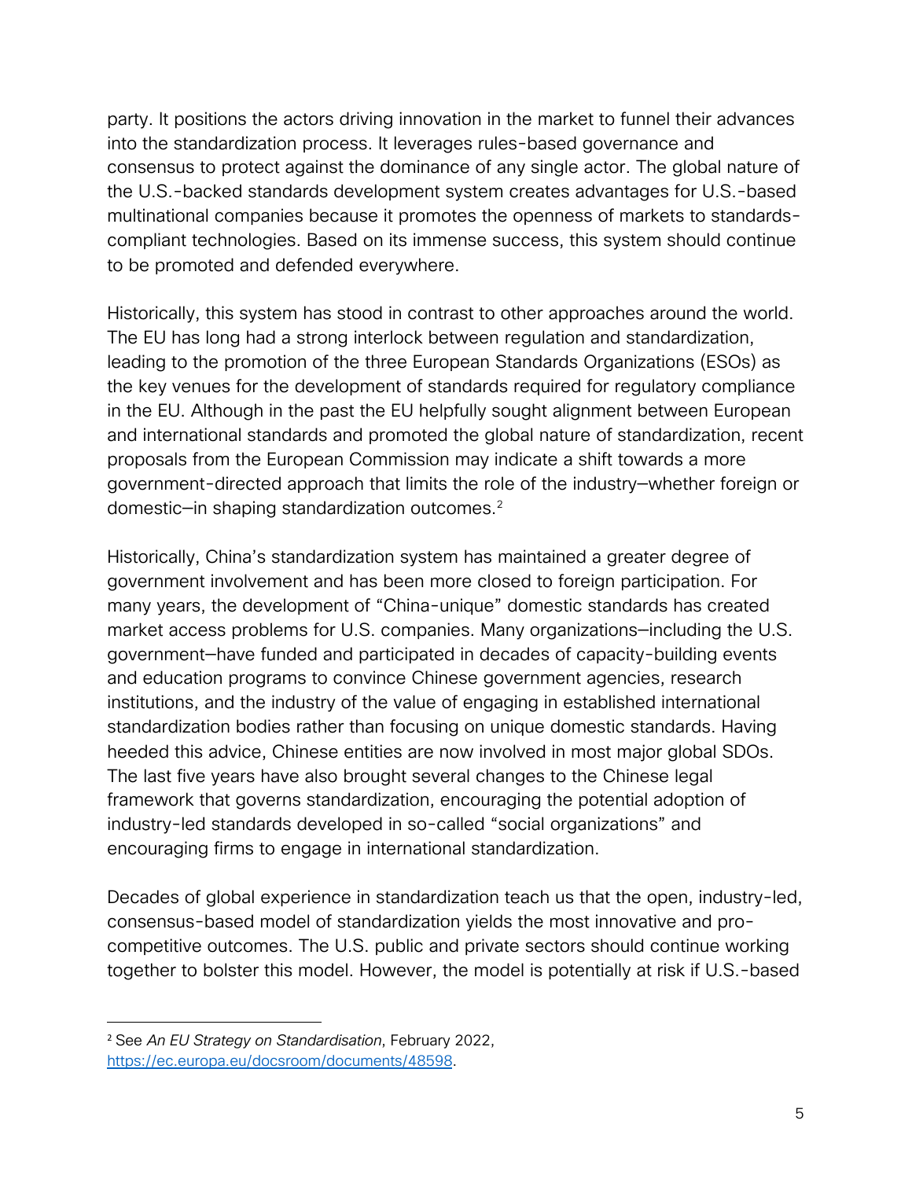party. It positions the actors driving innovation in the market to funnel their advances into the standardization process. It leverages rules-based governance and consensus to protect against the dominance of any single actor. The global nature of the U.S.-backed standards development system creates advantages for U.S.-based multinational companies because it promotes the openness of markets to standards-compliant technologies. Based on its immense success, this system should continue to be promoted and defended everywhere.

Historically, this system has stood in contrast to other approaches around the world. The EU has long had a strong interlock between regulation and standardization, leading to the promotion of the three European Standards Organizations (ESOs) as the key venues for the development of standards required for regulatory compliance in the EU. Although in the past the EU helpfully sought alignment between European and international standards and promoted the global nature of standardization, recent proposals from the European Commission may indicate a shift towards a more government-directed approach that limits the role of the industry—whether foreign or domestic—in shaping standardization outcomes.[2]

Historically, China's standardization system has maintained a greater degree of government involvement and has been more closed to foreign participation. For many years, the development of "China-unique" domestic standards has created market access problems for U.S. companies. Many organizations—including the U.S. government—have funded and participated in decades of capacity-building events and education programs to convince Chinese government agencies, research institutions, and the industry of the value of engaging in established international standardization bodies rather than focusing on unique domestic standards. Having heeded this advice, Chinese entities are now involved in most major global SDOs. The last five years have also brought several changes to the Chinese legal framework that governs standardization, encouraging the potential adoption of industry-led standards developed in so-called "social organizations" and encouraging firms to engage in international standardization.

Decades of global experience in standardization teach us that the open, industry-led, consensus-based model of standardization yields the most innovative and pro-competitive outcomes. The U.S. public and private sectors should continue working together to bolster this model. However, the model is potentially at risk if U.S.-based

---

[2] See *An EU Strategy on Standardisation*, February 2022, [https://ec.europa.eu/docsroom/documents/48598](https://ec.europa.eu/docsroom/documents/48598).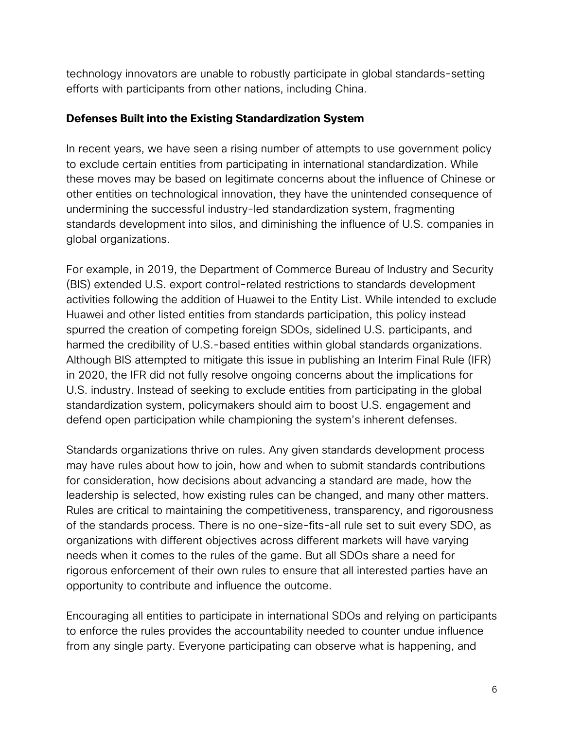technology innovators are unable to robustly participate in global standards-setting efforts with participants from other nations, including China.

### Defenses Built into the Existing Standardization System

In recent years, we have seen a rising number of attempts to use government policy to exclude certain entities from participating in international standardization. While these moves may be based on legitimate concerns about the influence of Chinese or other entities on technological innovation, they have the unintended consequence of undermining the successful industry-led standardization system, fragmenting standards development into silos, and diminishing the influence of U.S. companies in global organizations.

For example, in 2019, the Department of Commerce Bureau of Industry and Security (BIS) extended U.S. export control-related restrictions to standards development activities following the addition of Huawei to the Entity List. While intended to exclude Huawei and other listed entities from standards participation, this policy instead spurred the creation of competing foreign SDOs, sidelined U.S. participants, and harmed the credibility of U.S.-based entities within global standards organizations. Although BIS attempted to mitigate this issue in publishing an Interim Final Rule (IFR) in 2020, the IFR did not fully resolve ongoing concerns about the implications for U.S. industry. Instead of seeking to exclude entities from participating in the global standardization system, policymakers should aim to boost U.S. engagement and defend open participation while championing the system's inherent defenses.

Standards organizations thrive on rules. Any given standards development process may have rules about how to join, how and when to submit standards contributions for consideration, how decisions about advancing a standard are made, how the leadership is selected, how existing rules can be changed, and many other matters. Rules are critical to maintaining the competitiveness, transparency, and rigorousness of the standards process. There is no one-size-fits-all rule set to suit every SDO, as organizations with different objectives across different markets will have varying needs when it comes to the rules of the game. But all SDOs share a need for rigorous enforcement of their own rules to ensure that all interested parties have an opportunity to contribute and influence the outcome.

Encouraging all entities to participate in international SDOs and relying on participants to enforce the rules provides the accountability needed to counter undue influence from any single party. Everyone participating can observe what is happening, and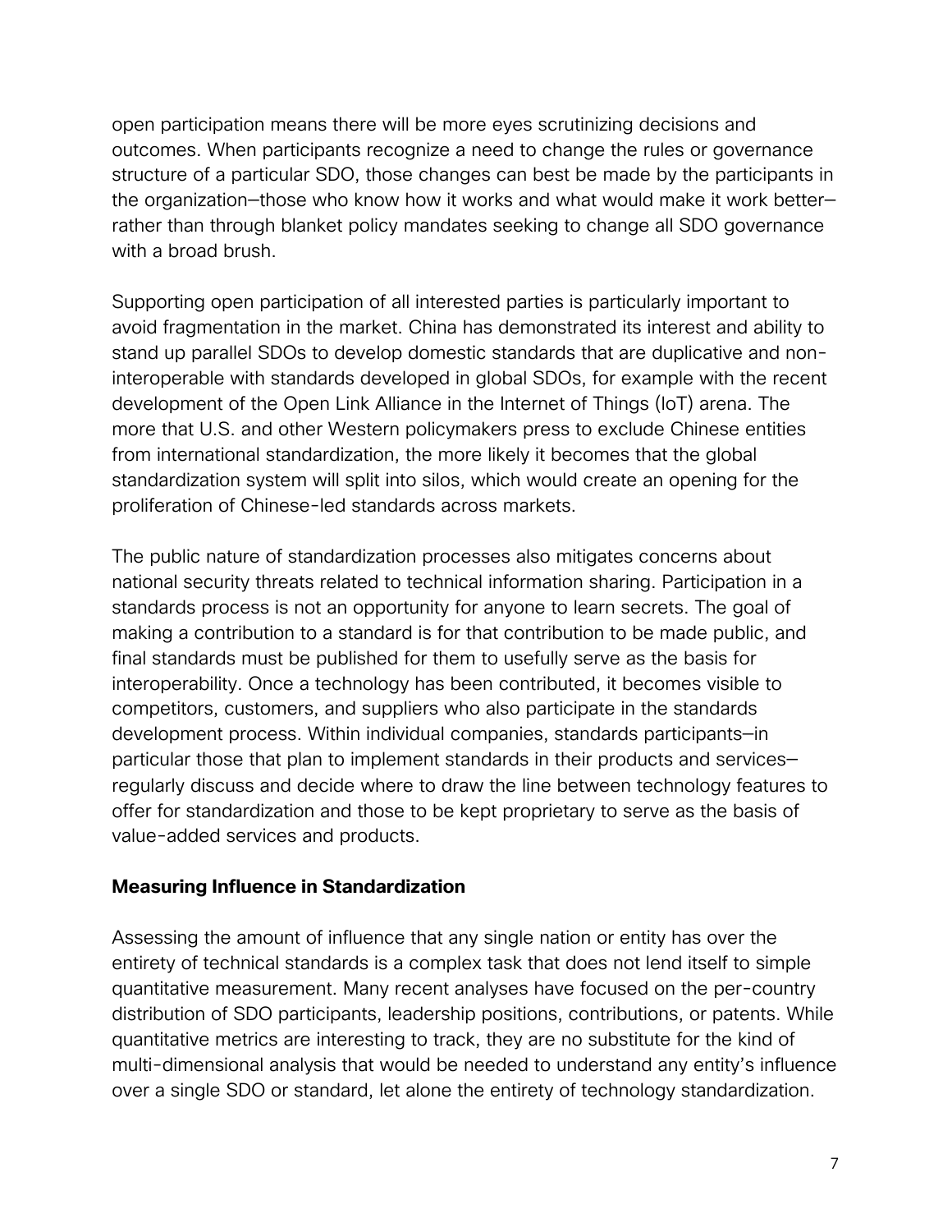open participation means there will be more eyes scrutinizing decisions and outcomes. When participants recognize a need to change the rules or governance structure of a particular SDO, those changes can best be made by the participants in the organization—those who know how it works and what would make it work better—rather than through blanket policy mandates seeking to change all SDO governance with a broad brush.

Supporting open participation of all interested parties is particularly important to avoid fragmentation in the market. China has demonstrated its interest and ability to stand up parallel SDOs to develop domestic standards that are duplicative and non-interoperable with standards developed in global SDOs, for example with the recent development of the Open Link Alliance in the Internet of Things (IoT) arena. The more that U.S. and other Western policymakers press to exclude Chinese entities from international standardization, the more likely it becomes that the global standardization system will split into silos, which would create an opening for the proliferation of Chinese-led standards across markets.

The public nature of standardization processes also mitigates concerns about national security threats related to technical information sharing. Participation in a standards process is not an opportunity for anyone to learn secrets. The goal of making a contribution to a standard is for that contribution to be made public, and final standards must be published for them to usefully serve as the basis for interoperability. Once a technology has been contributed, it becomes visible to competitors, customers, and suppliers who also participate in the standards development process. Within individual companies, standards participants—in particular those that plan to implement standards in their products and services—regularly discuss and decide where to draw the line between technology features to offer for standardization and those to be kept proprietary to serve as the basis of value-added services and products.

## Measuring Influence in Standardization

Assessing the amount of influence that any single nation or entity has over the entirety of technical standards is a complex task that does not lend itself to simple quantitative measurement. Many recent analyses have focused on the per-country distribution of SDO participants, leadership positions, contributions, or patents. While quantitative metrics are interesting to track, they are no substitute for the kind of multi-dimensional analysis that would be needed to understand any entity's influence over a single SDO or standard, let alone the entirety of technology standardization.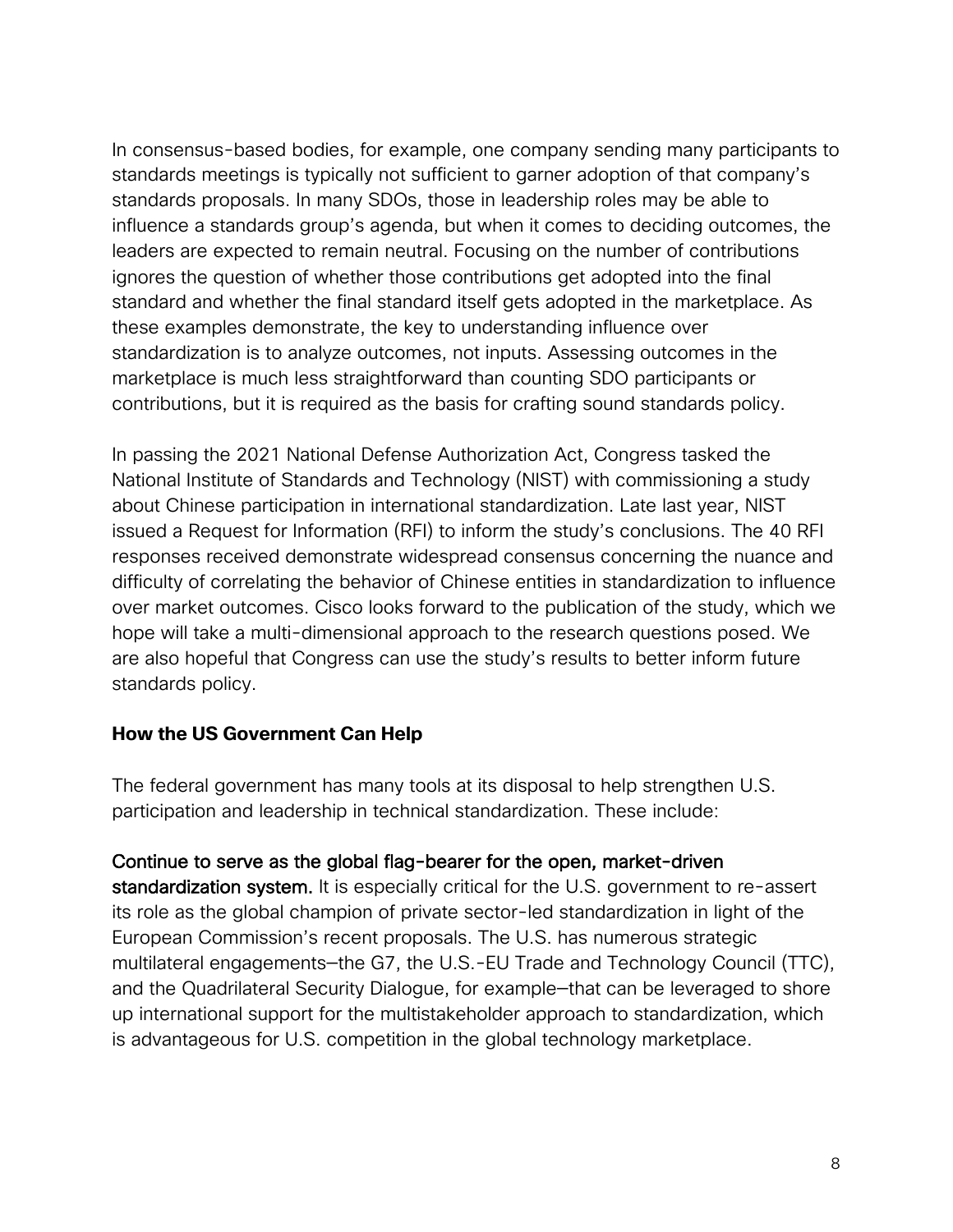In consensus-based bodies, for example, one company sending many participants to standards meetings is typically not sufficient to garner adoption of that company's standards proposals. In many SDOs, those in leadership roles may be able to influence a standards group's agenda, but when it comes to deciding outcomes, the leaders are expected to remain neutral. Focusing on the number of contributions ignores the question of whether those contributions get adopted into the final standard and whether the final standard itself gets adopted in the marketplace. As these examples demonstrate, the key to understanding influence over standardization is to analyze outcomes, not inputs. Assessing outcomes in the marketplace is much less straightforward than counting SDO participants or contributions, but it is required as the basis for crafting sound standards policy.

In passing the 2021 National Defense Authorization Act, Congress tasked the National Institute of Standards and Technology (NIST) with commissioning a study about Chinese participation in international standardization. Late last year, NIST issued a Request for Information (RFI) to inform the study's conclusions. The 40 RFI responses received demonstrate widespread consensus concerning the nuance and difficulty of correlating the behavior of Chinese entities in standardization to influence over market outcomes. Cisco looks forward to the publication of the study, which we hope will take a multi-dimensional approach to the research questions posed. We are also hopeful that Congress can use the study's results to better inform future standards policy.

## How the US Government Can Help

The federal government has many tools at its disposal to help strengthen U.S. participation and leadership in technical standardization. These include:

**Continue to serve as the global flag-bearer for the open, market-driven standardization system.** It is especially critical for the U.S. government to re-assert its role as the global champion of private sector-led standardization in light of the European Commission's recent proposals. The U.S. has numerous strategic multilateral engagements—the G7, the U.S.-EU Trade and Technology Council (TTC), and the Quadrilateral Security Dialogue, for example—that can be leveraged to shore up international support for the multistakeholder approach to standardization, which is advantageous for U.S. competition in the global technology marketplace.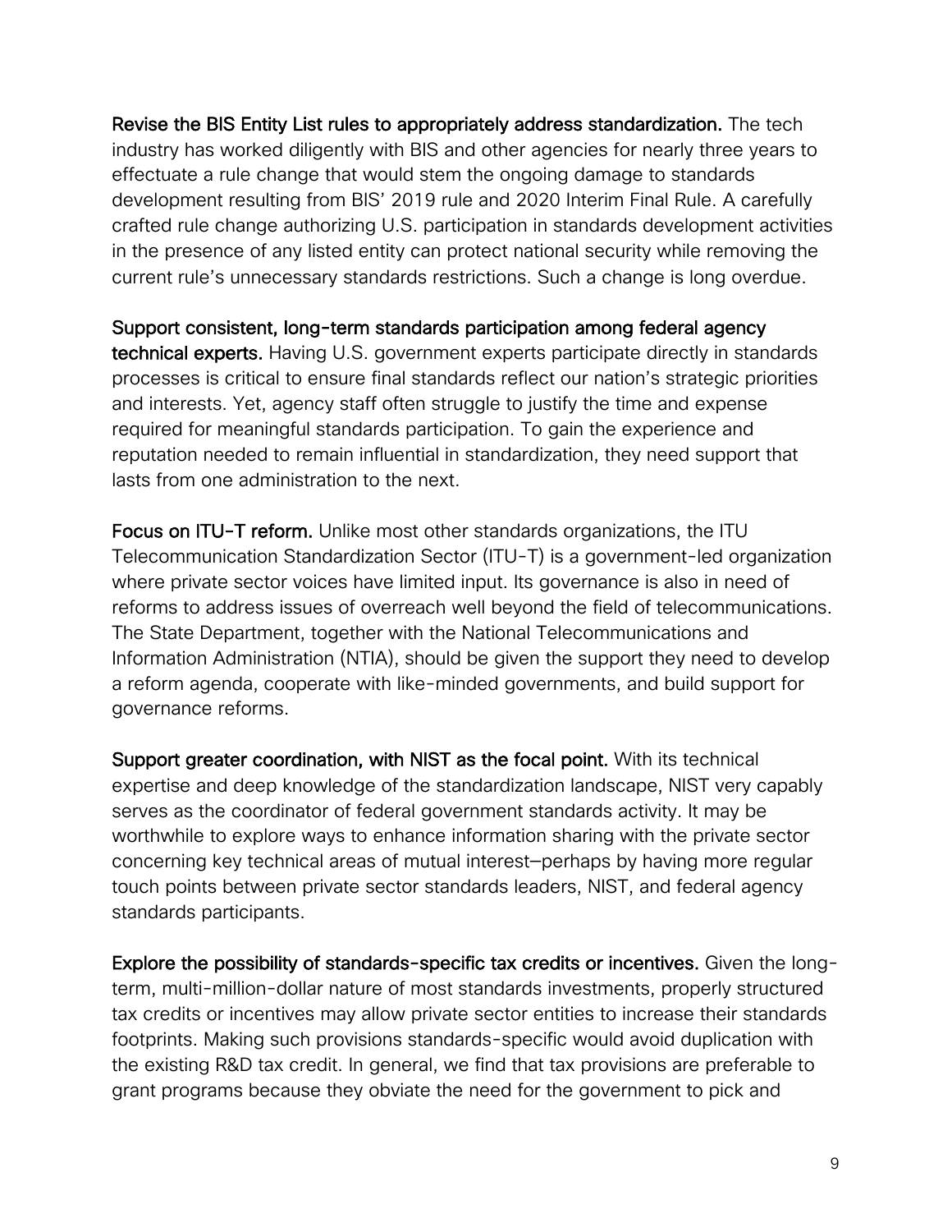**Revise the BIS Entity List rules to appropriately address standardization.** The tech industry has worked diligently with BIS and other agencies for nearly three years to effectuate a rule change that would stem the ongoing damage to standards development resulting from BIS' 2019 rule and 2020 Interim Final Rule. A carefully crafted rule change authorizing U.S. participation in standards development activities in the presence of any listed entity can protect national security while removing the current rule's unnecessary standards restrictions. Such a change is long overdue.

**Support consistent, long-term standards participation among federal agency technical experts.** Having U.S. government experts participate directly in standards processes is critical to ensure final standards reflect our nation's strategic priorities and interests. Yet, agency staff often struggle to justify the time and expense required for meaningful standards participation. To gain the experience and reputation needed to remain influential in standardization, they need support that lasts from one administration to the next.

**Focus on ITU-T reform.** Unlike most other standards organizations, the ITU Telecommunication Standardization Sector (ITU-T) is a government-led organization where private sector voices have limited input. Its governance is also in need of reforms to address issues of overreach well beyond the field of telecommunications. The State Department, together with the National Telecommunications and Information Administration (NTIA), should be given the support they need to develop a reform agenda, cooperate with like-minded governments, and build support for governance reforms.

**Support greater coordination, with NIST as the focal point.** With its technical expertise and deep knowledge of the standardization landscape, NIST very capably serves as the coordinator of federal government standards activity. It may be worthwhile to explore ways to enhance information sharing with the private sector concerning key technical areas of mutual interest—perhaps by having more regular touch points between private sector standards leaders, NIST, and federal agency standards participants.

**Explore the possibility of standards-specific tax credits or incentives.** Given the long-term, multi-million-dollar nature of most standards investments, properly structured tax credits or incentives may allow private sector entities to increase their standards footprints. Making such provisions standards-specific would avoid duplication with the existing R&D tax credit. In general, we find that tax provisions are preferable to grant programs because they obviate the need for the government to pick and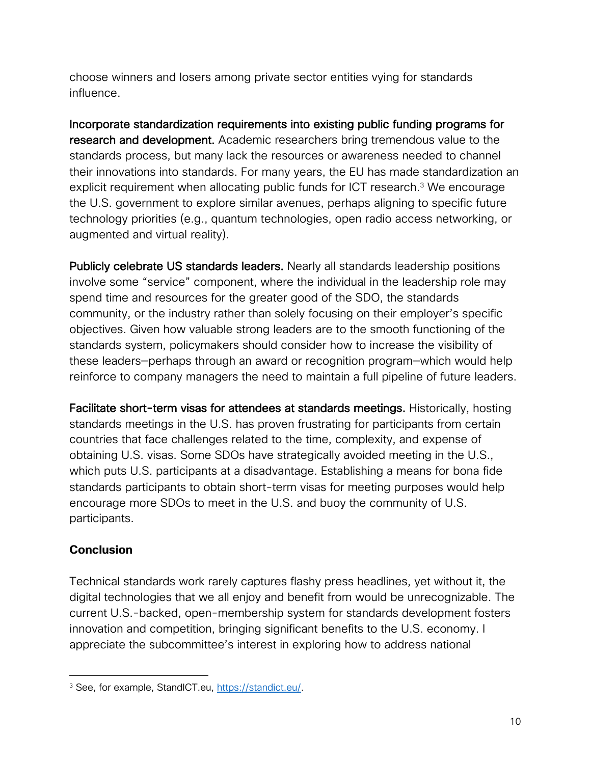choose winners and losers among private sector entities vying for standards influence.

**Incorporate standardization requirements into existing public funding programs for research and development.** Academic researchers bring tremendous value to the standards process, but many lack the resources or awareness needed to channel their innovations into standards. For many years, the EU has made standardization an explicit requirement when allocating public funds for ICT research.[3] We encourage the U.S. government to explore similar avenues, perhaps aligning to specific future technology priorities (e.g., quantum technologies, open radio access networking, or augmented and virtual reality).

**Publicly celebrate US standards leaders.** Nearly all standards leadership positions involve some "service" component, where the individual in the leadership role may spend time and resources for the greater good of the SDO, the standards community, or the industry rather than solely focusing on their employer's specific objectives. Given how valuable strong leaders are to the smooth functioning of the standards system, policymakers should consider how to increase the visibility of these leaders—perhaps through an award or recognition program—which would help reinforce to company managers the need to maintain a full pipeline of future leaders.

**Facilitate short-term visas for attendees at standards meetings.** Historically, hosting standards meetings in the U.S. has proven frustrating for participants from certain countries that face challenges related to the time, complexity, and expense of obtaining U.S. visas. Some SDOs have strategically avoided meeting in the U.S., which puts U.S. participants at a disadvantage. Establishing a means for bona fide standards participants to obtain short-term visas for meeting purposes would help encourage more SDOs to meet in the U.S. and buoy the community of U.S. participants.

## Conclusion

Technical standards work rarely captures flashy press headlines, yet without it, the digital technologies that we all enjoy and benefit from would be unrecognizable. The current U.S.-backed, open-membership system for standards development fosters innovation and competition, bringing significant benefits to the U.S. economy. I appreciate the subcommittee's interest in exploring how to address national

---

[3] See, for example, StandICT.eu, https://standict.eu/.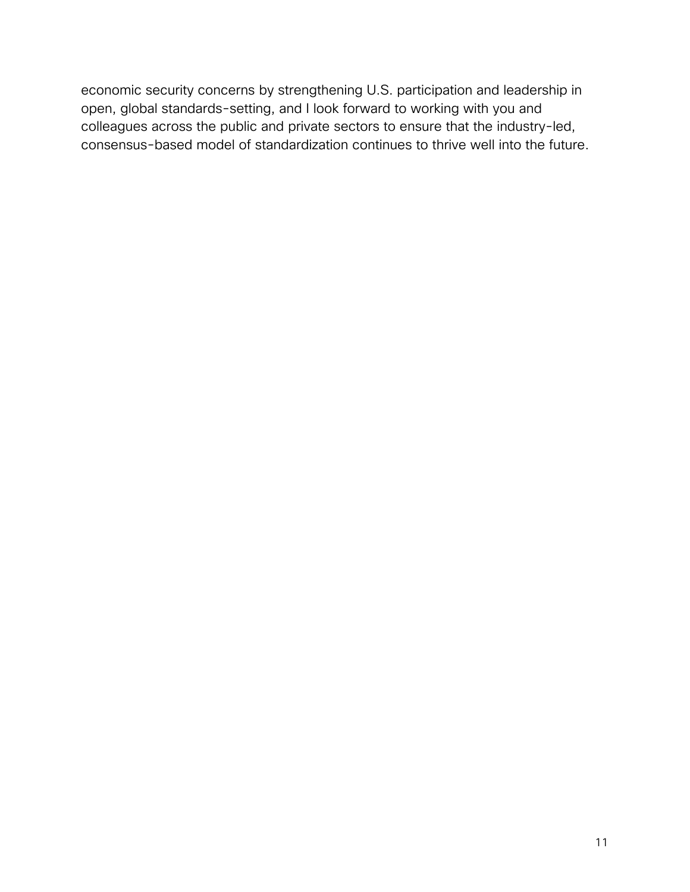economic security concerns by strengthening U.S. participation and leadership in open, global standards-setting, and I look forward to working with you and colleagues across the public and private sectors to ensure that the industry-led, consensus-based model of standardization continues to thrive well into the future.